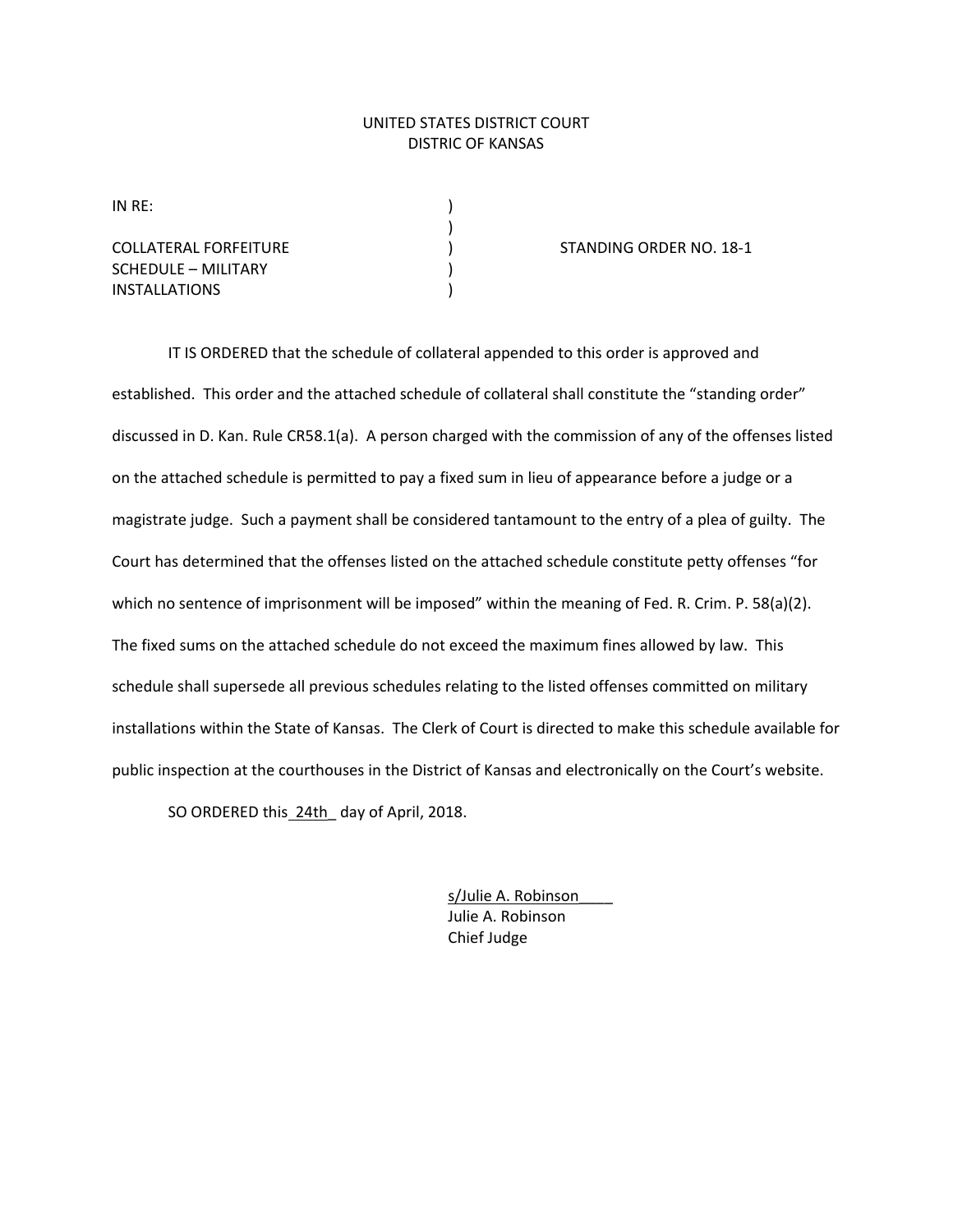UNITED STATES DISTRICT COURT
DISTRIC OF KANSAS

| | | |
|---|---|---|
| IN RE: | ) | |
| | ) | |
| COLLATERAL FORFEITURE | ) | STANDING ORDER NO. 18-1 |
| SCHEDULE – MILITARY | ) | |
| INSTALLATIONS | ) | |

IT IS ORDERED that the schedule of collateral appended to this order is approved and established. This order and the attached schedule of collateral shall constitute the "standing order" discussed in D. Kan. Rule CR58.1(a). A person charged with the commission of any of the offenses listed on the attached schedule is permitted to pay a fixed sum in lieu of appearance before a judge or a magistrate judge. Such a payment shall be considered tantamount to the entry of a plea of guilty. The Court has determined that the offenses listed on the attached schedule constitute petty offenses "for which no sentence of imprisonment will be imposed" within the meaning of Fed. R. Crim. P. 58(a)(2). The fixed sums on the attached schedule do not exceed the maximum fines allowed by law. This schedule shall supersede all previous schedules relating to the listed offenses committed on military installations within the State of Kansas. The Clerk of Court is directed to make this schedule available for public inspection at the courthouses in the District of Kansas and electronically on the Court's website.

SO ORDERED this 24th day of April, 2018.

s/Julie A. Robinson
Julie A. Robinson
Chief Judge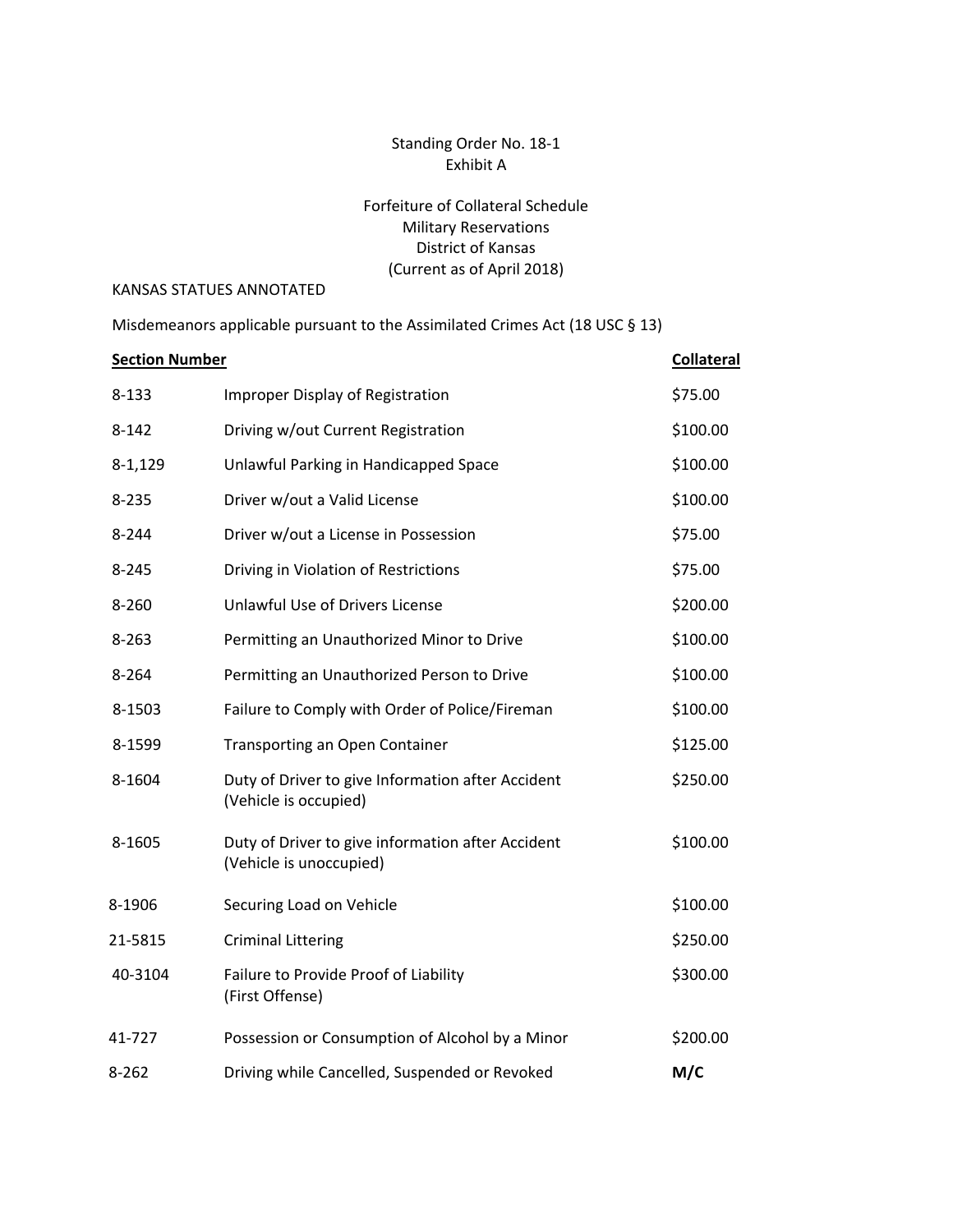Standing Order No. 18-1
Exhibit A

Forfeiture of Collateral Schedule
Military Reservations
District of Kansas
(Current as of April 2018)

KANSAS STATUES ANNOTATED

Misdemeanors applicable pursuant to the Assimilated Crimes Act (18 USC § 13)

| **Section Number** | | **Collateral** |
|---|---|---|
| 8-133 | Improper Display of Registration | $75.00 |
| 8-142 | Driving w/out Current Registration | $100.00 |
| 8-1,129 | Unlawful Parking in Handicapped Space | $100.00 |
| 8-235 | Driver w/out a Valid License | $100.00 |
| 8-244 | Driver w/out a License in Possession | $75.00 |
| 8-245 | Driving in Violation of Restrictions | $75.00 |
| 8-260 | Unlawful Use of Drivers License | $200.00 |
| 8-263 | Permitting an Unauthorized Minor to Drive | $100.00 |
| 8-264 | Permitting an Unauthorized Person to Drive | $100.00 |
| 8-1503 | Failure to Comply with Order of Police/Fireman | $100.00 |
| 8-1599 | Transporting an Open Container | $125.00 |
| 8-1604 | Duty of Driver to give Information after Accident (Vehicle is occupied) | $250.00 |
| 8-1605 | Duty of Driver to give information after Accident (Vehicle is unoccupied) | $100.00 |
| 8-1906 | Securing Load on Vehicle | $100.00 |
| 21-5815 | Criminal Littering | $250.00 |
| 40-3104 | Failure to Provide Proof of Liability (First Offense) | $300.00 |
| 41-727 | Possession or Consumption of Alcohol by a Minor | $200.00 |
| 8-262 | Driving while Cancelled, Suspended or Revoked | **M/C** |